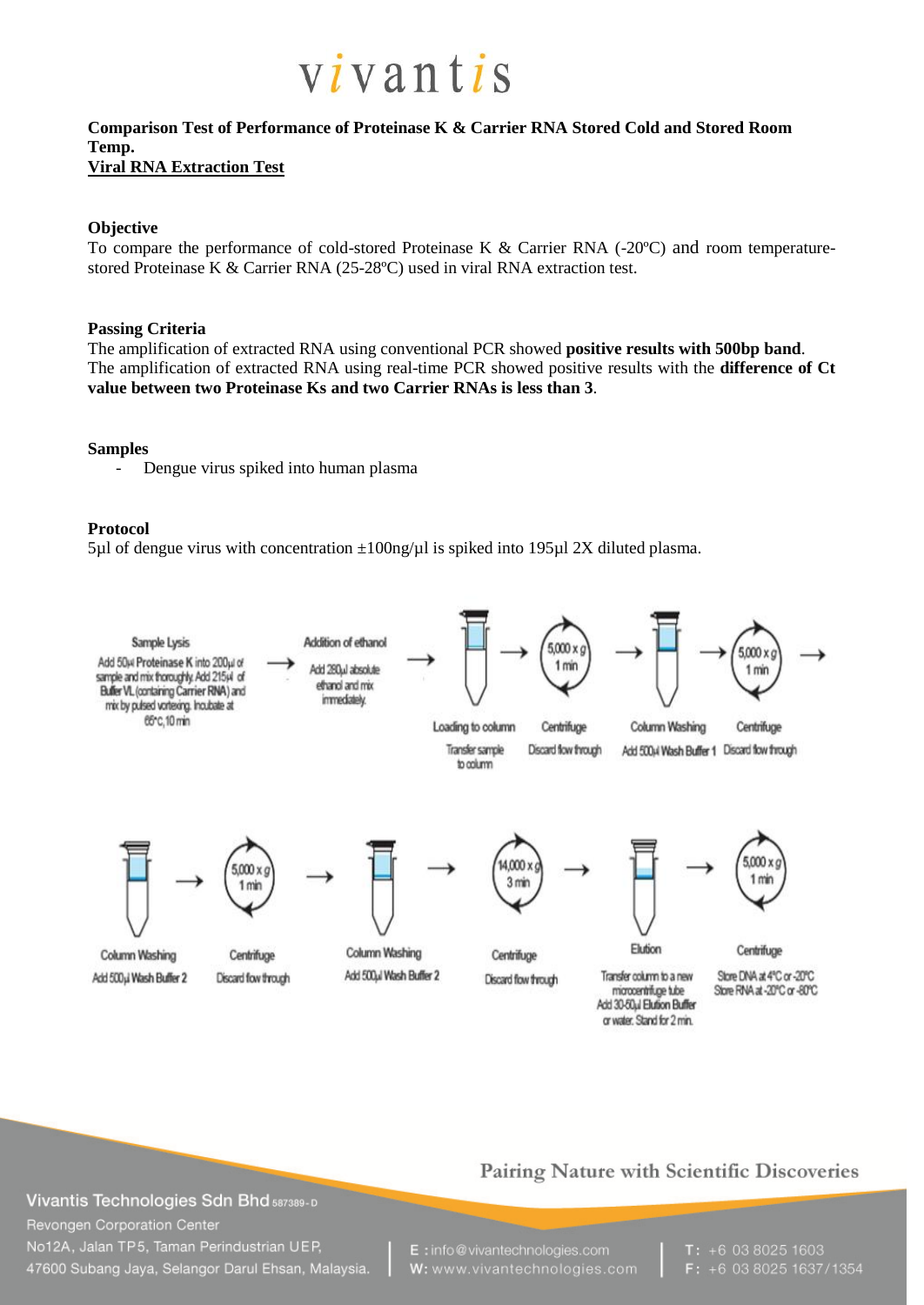vivantis

**Comparison Test of Performance of Proteinase K & Carrier RNA Stored Cold and Stored Room Temp.**

**<u>Viral RNA Extraction Test</u>**

**Objective**

To compare the performance of cold-stored Proteinase K & Carrier RNA (-20ºC) and room temperature-stored Proteinase K & Carrier RNA (25-28ºC) used in viral RNA extraction test.

**Passing Criteria**

The amplification of extracted RNA using conventional PCR showed **positive results with 500bp band**.
The amplification of extracted RNA using real-time PCR showed positive results with the **difference of Ct value between two Proteinase Ks and two Carrier RNAs is less than 3**.

**Samples**

- Dengue virus spiked into human plasma

**Protocol**

5µl of dengue virus with concentration ±100ng/µl is spiked into 195µl 2X diluted plasma.

Sample Lysis: Add 50µl Proteinase K into 200µl of sample and mix thoroughly. Add 215µl of Buffer VL (containing Carrier RNA) and mix by pulsed vortexing. Incubate at 65ºC, 10 min → Addition of ethanol: Add 280µl absolute ethanol and mix immediately. → Loading to column: Transfer sample to column → Centrifuge (5,000 x g, 1 min): Discard flow through → Column Washing: Add 500µl Wash Buffer 1 → Centrifuge (5,000 x g, 1 min): Discard flow through →

Column Washing: Add 500µl Wash Buffer 2 → Centrifuge (5,000 x g, 1 min): Discard flow through → Column Washing: Add 500µl Wash Buffer 2 → Centrifuge (14,000 x g, 3 min): Discard flow through → Elution: Transfer column to a new microcentrifuge tube. Add 30-50µl Elution Buffer or water. Stand for 2 min. → Centrifuge (5,000 x g, 1 min): Store DNA at 4ºC or -20ºC. Store RNA at -20ºC or -80ºC

Pairing Nature with Scientific Discoveries

Vivantis Technologies Sdn Bhd 587389-D
Revongen Corporation Center
No12A, Jalan TP5, Taman Perindustrian UEP,
47600 Subang Jaya, Selangor Darul Ehsan, Malaysia.

E : info@vivantechnologies.com
W: www.vivantechnologies.com

T: +6 03 8025 1603
F: +6 03 8025 1637/1354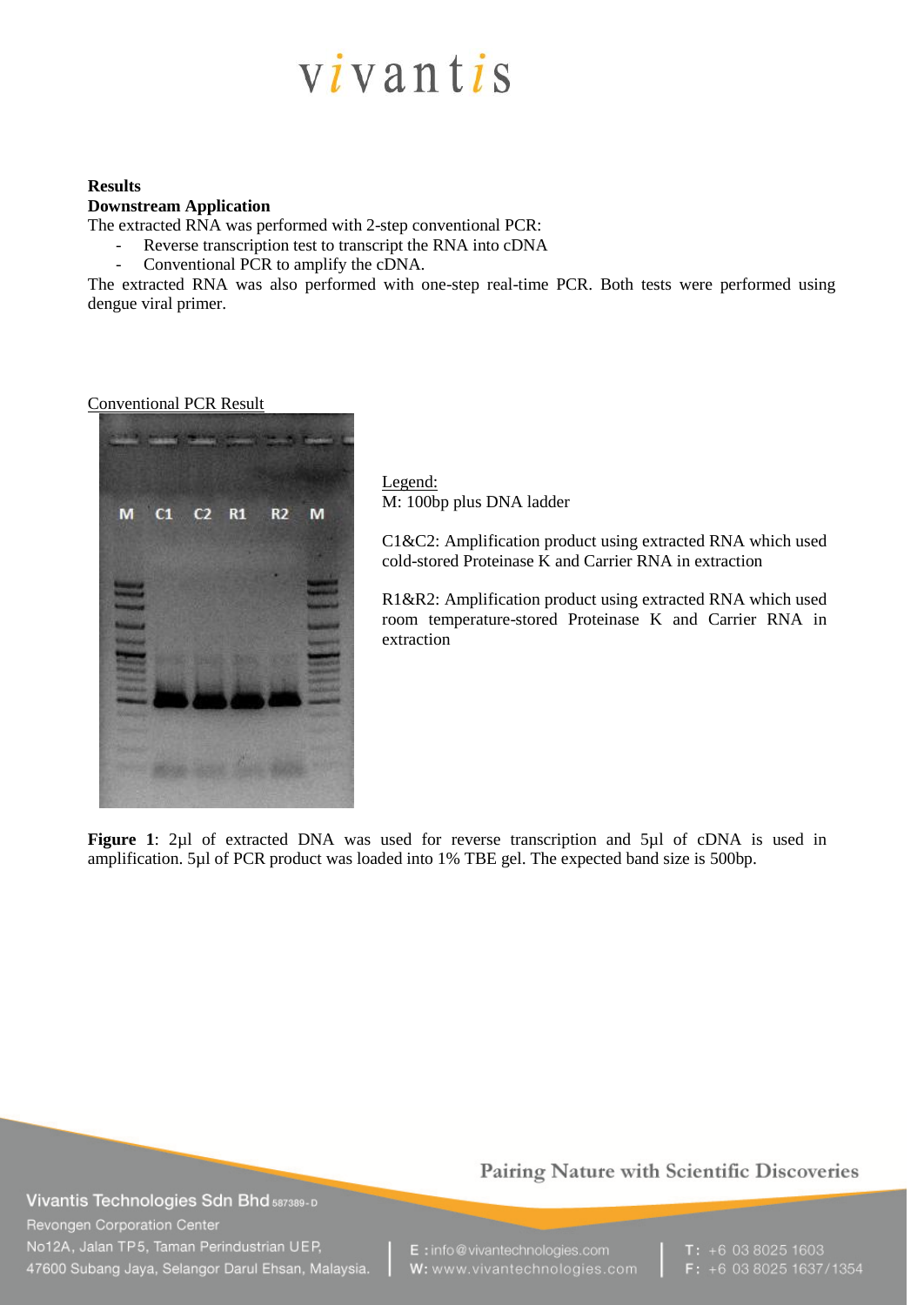**Results**

**Downstream Application**

The extracted RNA was performed with 2-step conventional PCR:

- Reverse transcription test to transcript the RNA into cDNA
- Conventional PCR to amplify the cDNA.

The extracted RNA was also performed with one-step real-time PCR. Both tests were performed using dengue viral primer.

Conventional PCR Result

Legend:
M: 100bp plus DNA ladder

C1&C2: Amplification product using extracted RNA which used cold-stored Proteinase K and Carrier RNA in extraction

R1&R2: Amplification product using extracted RNA which used room temperature-stored Proteinase K and Carrier RNA in extraction

**Figure 1**: 2µl of extracted DNA was used for reverse transcription and 5µl of cDNA is used in amplification. 5µl of PCR product was loaded into 1% TBE gel. The expected band size is 500bp.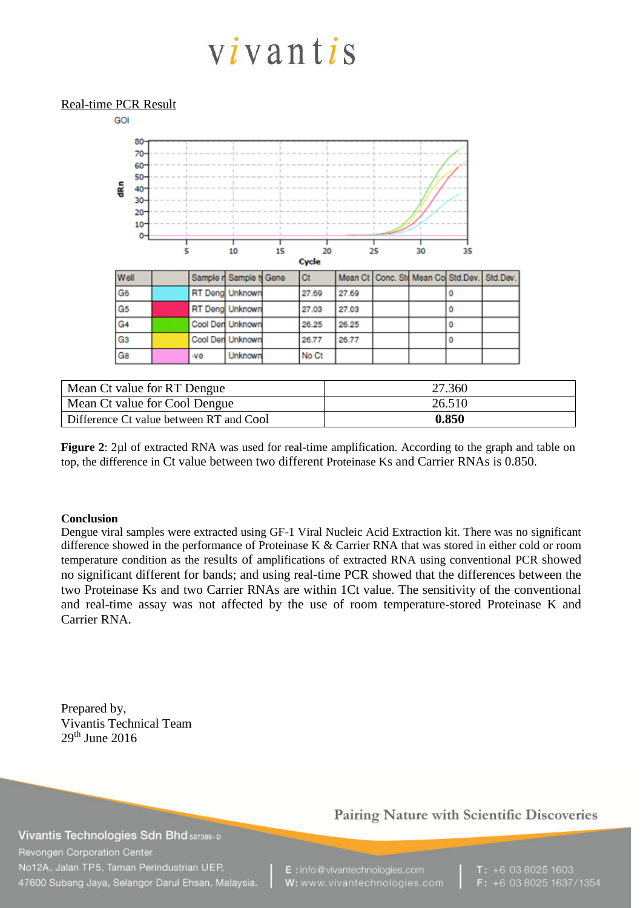vivantis

Real-time PCR Result

GOI

dRn

80
70
60
50
40
30
20
10
0

5 10 15 20 25 30 35

Cycle

| Well | | Sample n | Sample t | Gene | Ct | Mean Ct | Conc. St | Mean Co | Std.Dev. | Std.Dev. |
|---|---|---|---|---|---|---|---|---|---|---|
| G6 | | RT Deng | Unknown | | 27.69 | 27.69 | | | 0 | |
| G5 | | RT Deng | Unknown | | 27.03 | 27.03 | | | 0 | |
| G4 | | Cool Den | Unknown | | 26.25 | 26.25 | | | 0 | |
| G3 | | Cool Den | Unknown | | 26.77 | 26.77 | | | 0 | |
| G8 | | -ve | Unknown | | No Ct | | | | | |

| | |
|---|---|
| Mean Ct value for RT Dengue | 27.360 |
| Mean Ct value for Cool Dengue | 26.510 |
| Difference Ct value between RT and Cool | **0.850** |

**Figure 2**: 2µl of extracted RNA was used for real-time amplification. According to the graph and table on top, the difference in Ct value between two different Proteinase Ks and Carrier RNAs is 0.850.

**Conclusion**

Dengue viral samples were extracted using GF-1 Viral Nucleic Acid Extraction kit. There was no significant difference showed in the performance of Proteinase K & Carrier RNA that was stored in either cold or room temperature condition as the results of amplifications of extracted RNA using conventional PCR showed no significant different for bands; and using real-time PCR showed that the differences between the two Proteinase Ks and two Carrier RNAs are within 1Ct value. The sensitivity of the conventional and real-time assay was not affected by the use of room temperature-stored Proteinase K and Carrier RNA.

Prepared by,
Vivantis Technical Team
29th June 2016